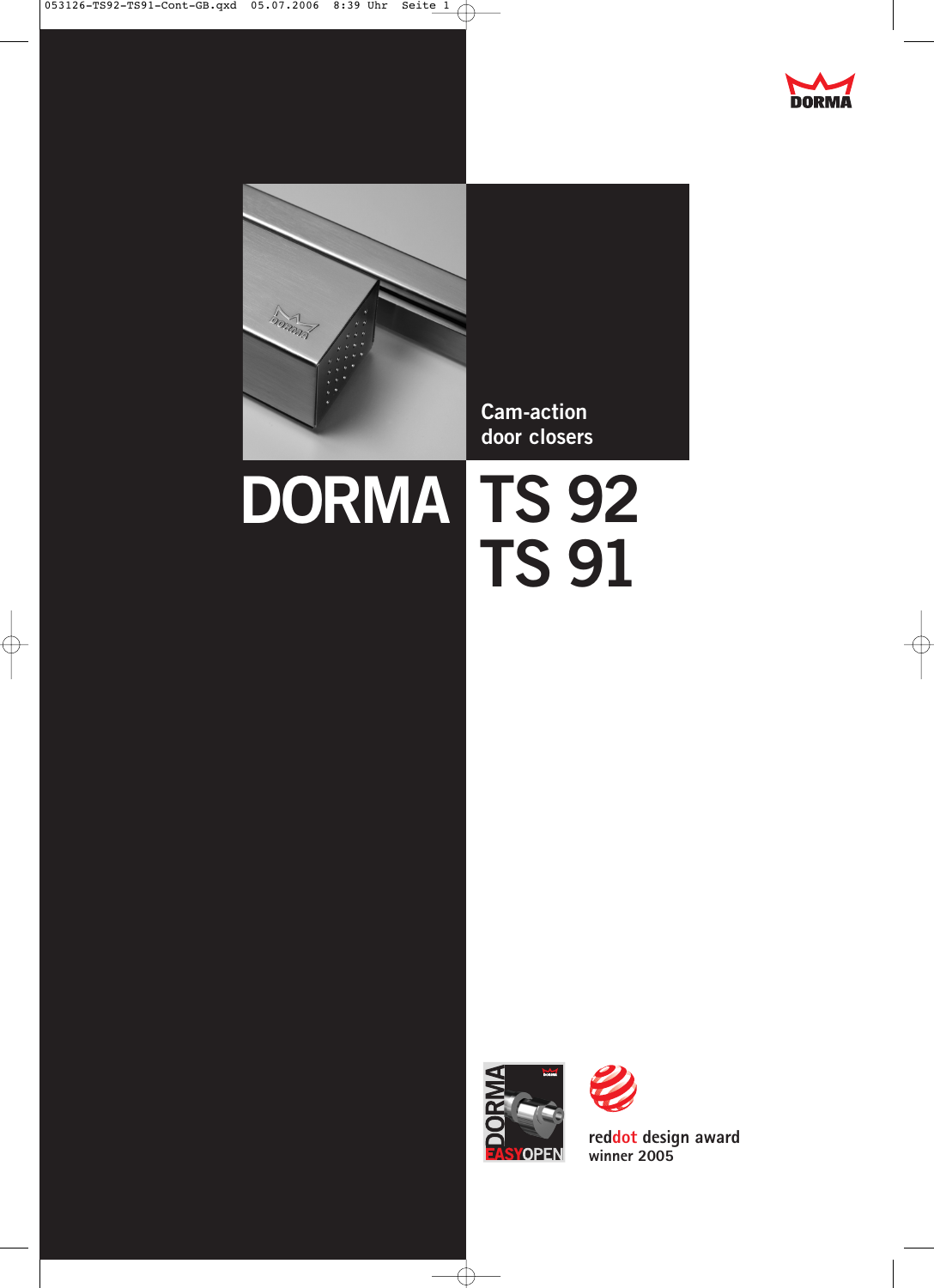DORMA

Cam-action door closers

# DORMA TS 92 TS 91

DORMA EASYOPEN

reddot design award winner 2005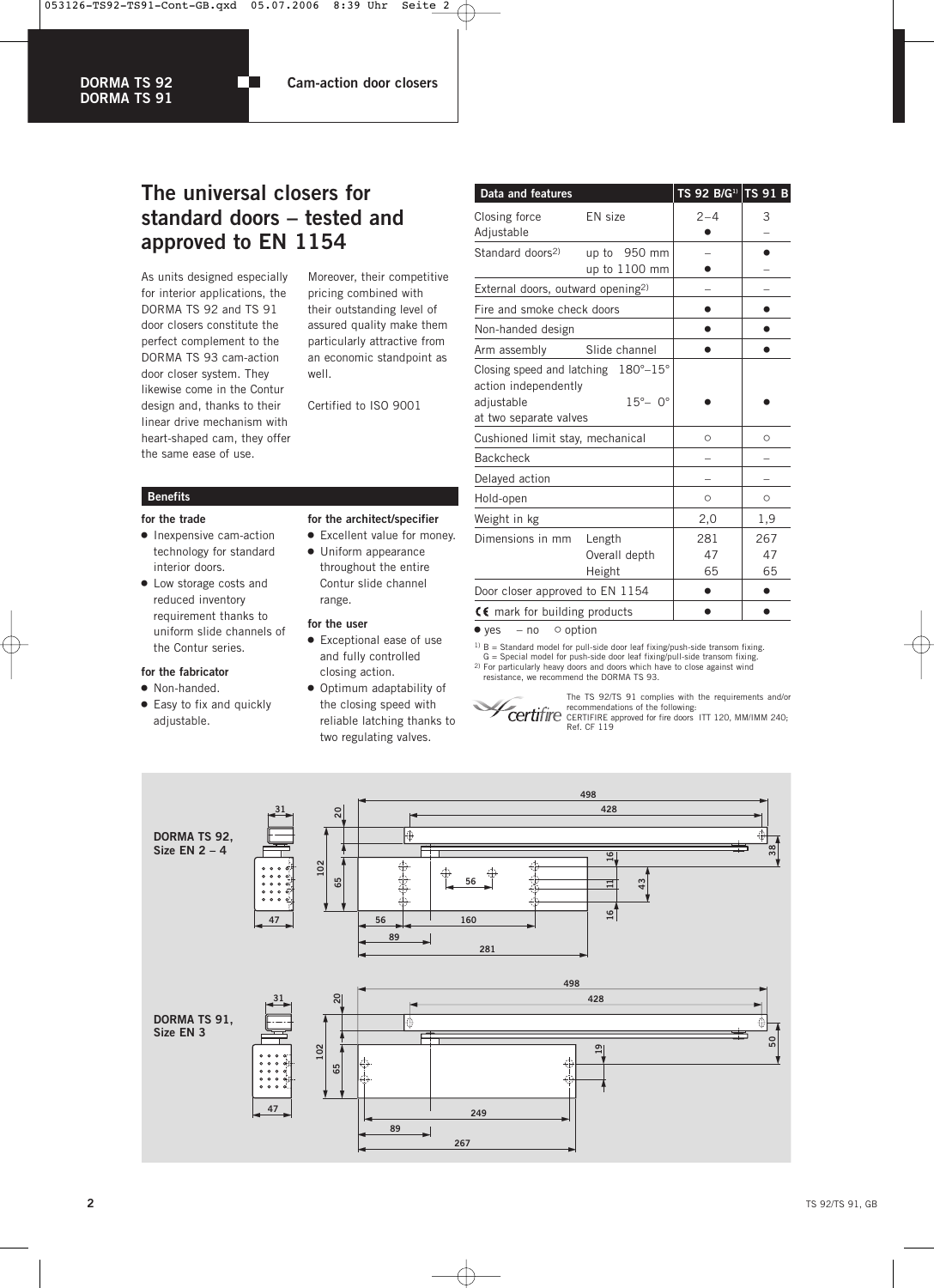## The universal closers for standard doors – tested and approved to EN 1154

As units designed especially for interior applications, the DORMA TS 92 and TS 91 door closers constitute the perfect complement to the DORMA TS 93 cam-action door closer system. They likewise come in the Contur design and, thanks to their linear drive mechanism with heart-shaped cam, they offer the same ease of use.

Moreover, their competitive pricing combined with their outstanding level of assured quality make them particularly attractive from an economic standpoint as well.

Certified to ISO 9001

### Benefits

**for the trade**

- Inexpensive cam-action technology for standard interior doors.
- Low storage costs and reduced inventory requirement thanks to uniform slide channels of the Contur series.

**for the fabricator**

- Non-handed.
- Easy to fix and quickly adjustable.

**for the architect/specifier**

- Excellent value for money.
- Uniform appearance throughout the entire Contur slide channel range.

**for the user**

- Exceptional ease of use and fully controlled closing action.
- Optimum adaptability of the closing speed with reliable latching thanks to two regulating valves.

| Data and features | | TS 92 B/G[1] | TS 91 B |
|---|---|---|---|
| Closing force | EN size | 2–4 | 3 |
| Adjustable | | ● | – |
| Standard doors[2] | up to 950 mm | – | ● |
| | up to 1100 mm | ● | – |
| External doors, outward opening[2] | | – | – |
| Fire and smoke check doors | | ● | ● |
| Non-handed design | | ● | ● |
| Arm assembly | Slide channel | ● | ● |
| Closing speed and latching action independently adjustable at two separate valves | 180°–15° / 15°– 0° | ● | ● |
| Cushioned limit stay, mechanical | | ○ | ○ |
| Backcheck | | – | – |
| Delayed action | | – | – |
| Hold-open | | ○ | ○ |
| Weight in kg | | 2,0 | 1,9 |
| Dimensions in mm | Length | 281 | 267 |
| | Overall depth | 47 | 47 |
| | Height | 65 | 65 |
| Door closer approved to EN 1154 | | ● | ● |
| CE mark for building products | | ● | ● |

● yes – no ○ option

[1] B = Standard model for pull-side door leaf fixing/push-side transom fixing.
G = Special model for push-side door leaf fixing/pull-side transom fixing.

[2] For particularly heavy doors and doors which have to close against wind resistance, we recommend the DORMA TS 93.

certifire

The TS 92/TS 91 complies with the requirements and/or recommendations of the following:
CERTIFIRE approved for fire doors ITT 120, MM/IMM 240; Ref. CF 119

**DORMA TS 92, Size EN 2 – 4**

**DORMA TS 91, Size EN 3**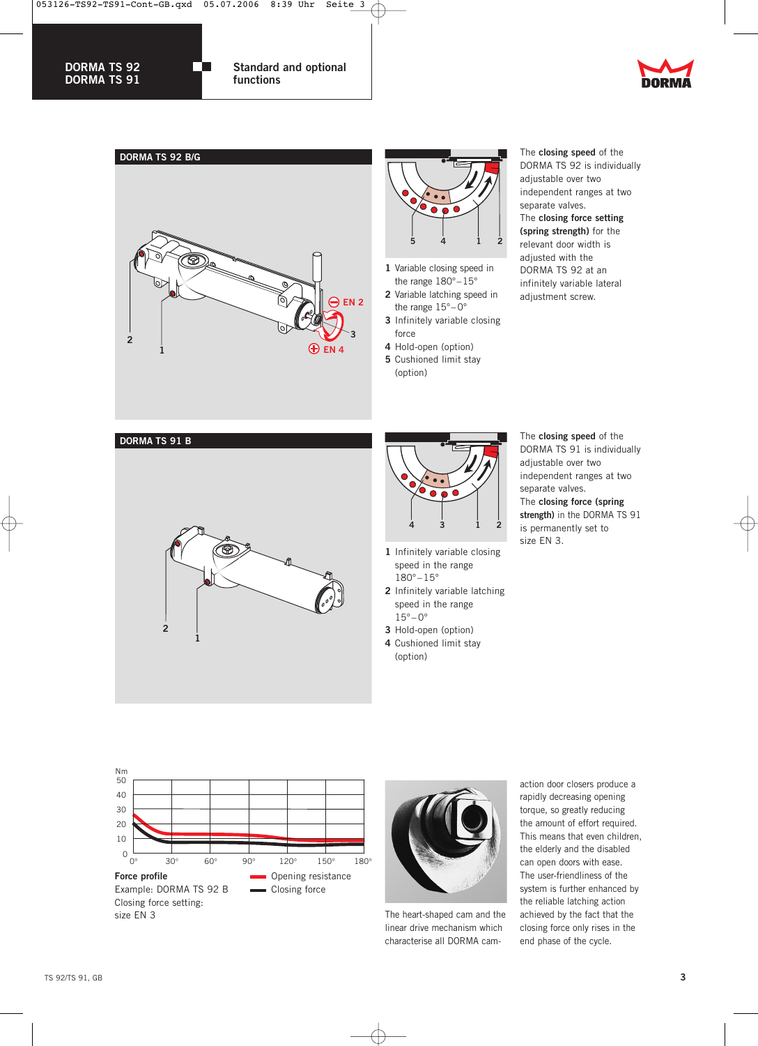# DORMA TS 92 / DORMA TS 91

## Standard and optional functions

### DORMA TS 92 B/G

1 Variable closing speed in the range 180°–15°
2 Variable latching speed in the range 15°–0°
3 Infinitely variable closing force
4 Hold-open (option)
5 Cushioned limit stay (option)

The **closing speed** of the DORMA TS 92 is individually adjustable over two independent ranges at two separate valves.
The **closing force setting (spring strength)** for the relevant door width is adjusted with the DORMA TS 92 at an infinitely variable lateral adjustment screw.

### DORMA TS 91 B

1 Infinitely variable closing speed in the range 180°–15°
2 Infinitely variable latching speed in the range 15°–0°
3 Hold-open (option)
4 Cushioned limit stay (option)

The **closing speed** of the DORMA TS 91 is individually adjustable over two independent ranges at two separate valves.
The **closing force (spring strength)** in the DORMA TS 91 is permanently set to size EN 3.

**Force profile**
Example: DORMA TS 92 B
Closing force setting: size EN 3

Opening resistance
Closing force

The heart-shaped cam and the linear drive mechanism which characterise all DORMA cam-action door closers produce a rapidly decreasing opening torque, so greatly reducing the amount of effort required. This means that even children, the elderly and the disabled can open doors with ease. The user-friendliness of the system is further enhanced by the reliable latching action achieved by the fact that the closing force only rises in the end phase of the cycle.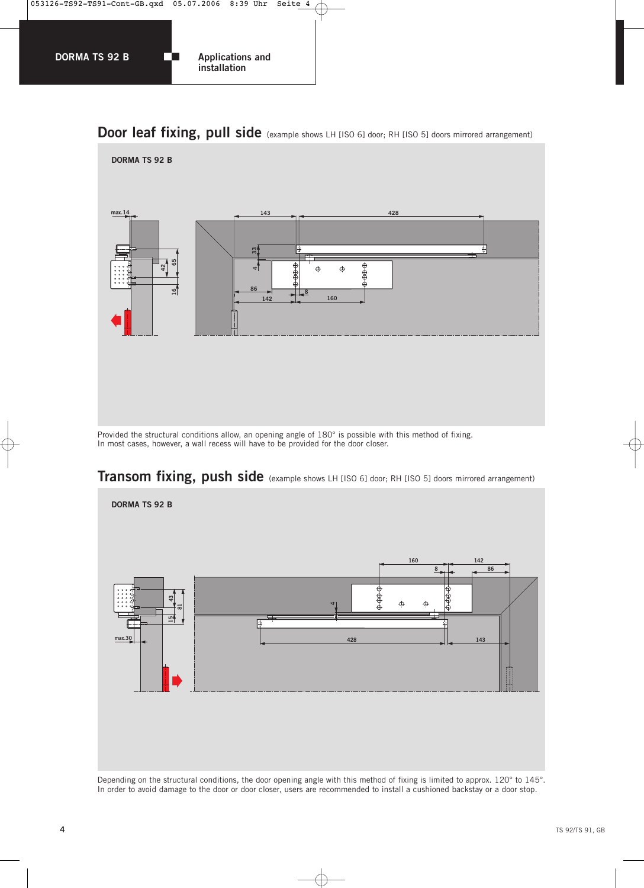## Applications and installation

## Door leaf fixing, pull side (example shows LH [ISO 6] door; RH [ISO 5] doors mirrored arrangement)

DORMA TS 92 B

Provided the structural conditions allow, an opening angle of 180° is possible with this method of fixing.
In most cases, however, a wall recess will have to be provided for the door closer.

## Transom fixing, push side (example shows LH [ISO 6] door; RH [ISO 5] doors mirrored arrangement)

DORMA TS 92 B

Depending on the structural conditions, the door opening angle with this method of fixing is limited to approx. 120° to 145°.
In order to avoid damage to the door or door closer, users are recommended to install a cushioned backstay or a door stop.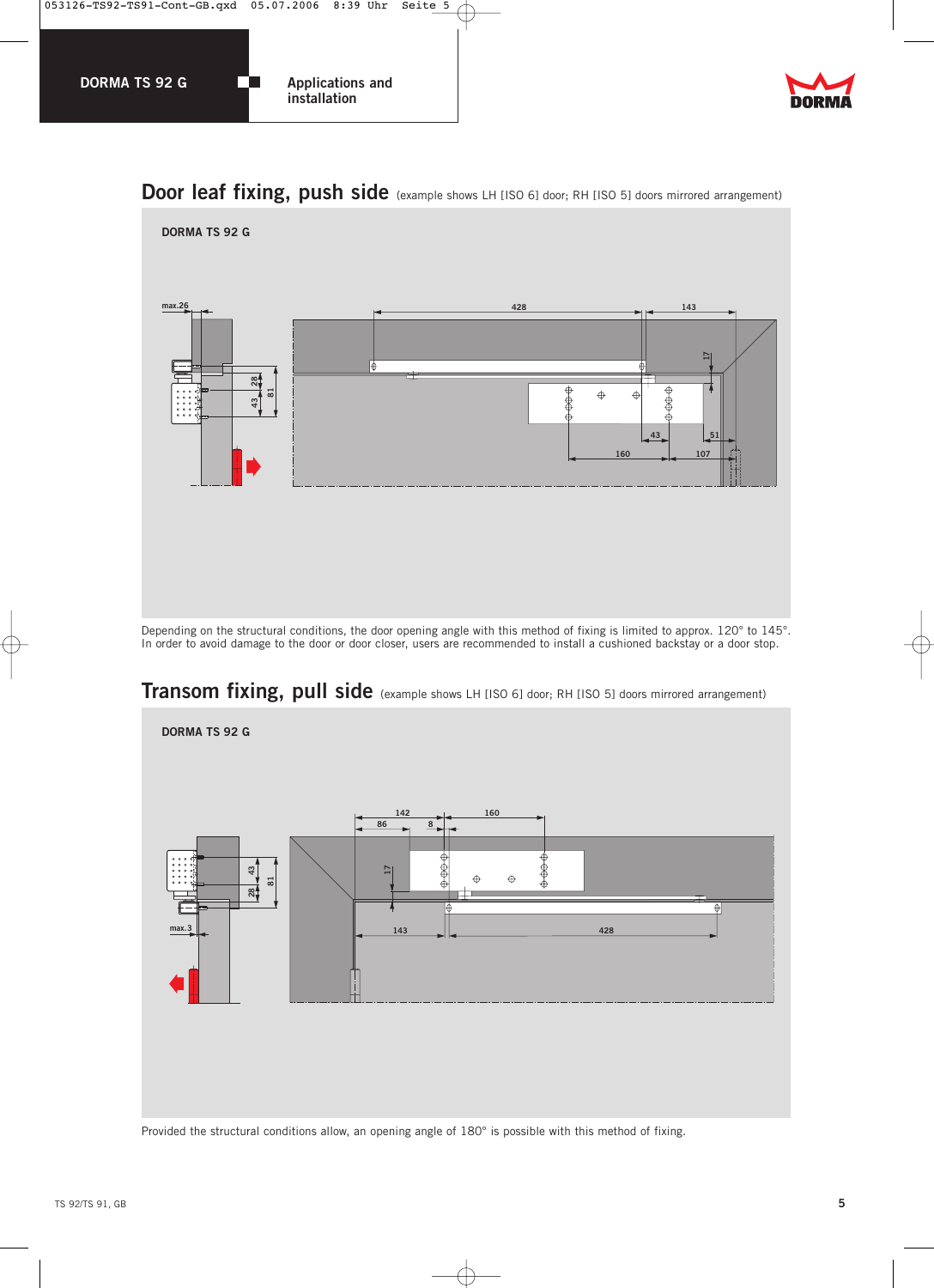## Door leaf fixing, push side (example shows LH [ISO 6] door; RH [ISO 5] doors mirrored arrangement)

DORMA TS 92 G

Depending on the structural conditions, the door opening angle with this method of fixing is limited to approx. 120° to 145°. In order to avoid damage to the door or door closer, users are recommended to install a cushioned backstay or a door stop.

## Transom fixing, pull side (example shows LH [ISO 6] door; RH [ISO 5] doors mirrored arrangement)

DORMA TS 92 G

Provided the structural conditions allow, an opening angle of 180° is possible with this method of fixing.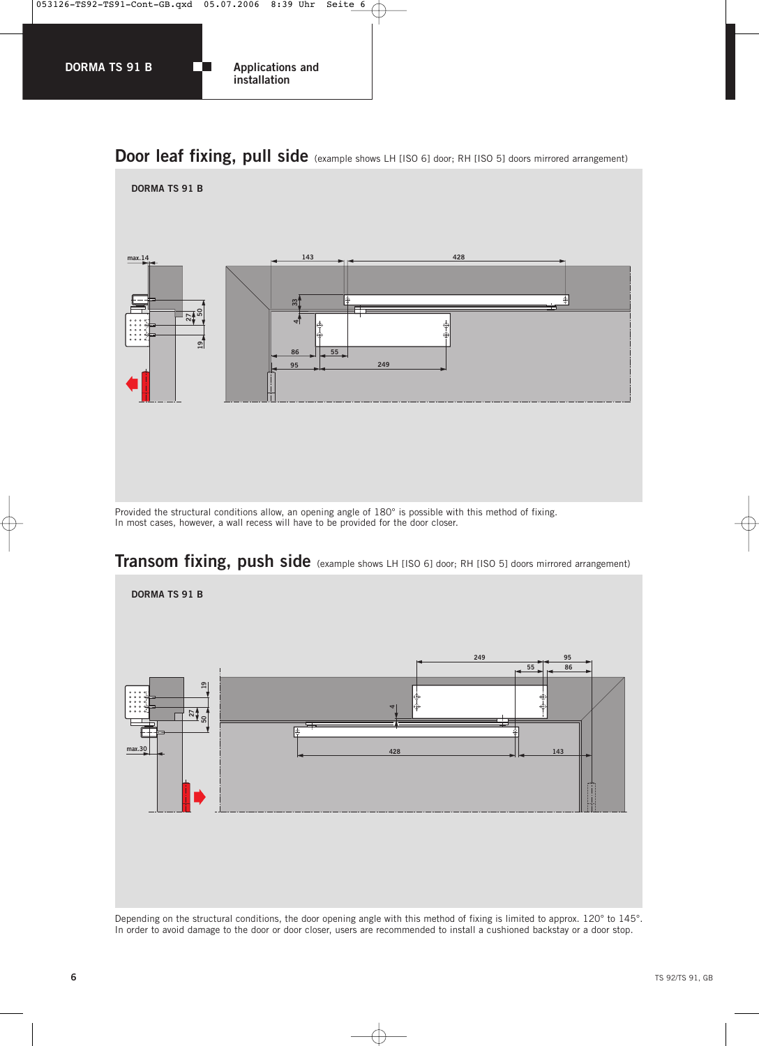## Door leaf fixing, pull side (example shows LH [ISO 6] door; RH [ISO 5] doors mirrored arrangement)

DORMA TS 91 B

Provided the structural conditions allow, an opening angle of 180° is possible with this method of fixing.
In most cases, however, a wall recess will have to be provided for the door closer.

## Transom fixing, push side (example shows LH [ISO 6] door; RH [ISO 5] doors mirrored arrangement)

DORMA TS 91 B

Depending on the structural conditions, the door opening angle with this method of fixing is limited to approx. 120° to 145°.
In order to avoid damage to the door or door closer, users are recommended to install a cushioned backstay or a door stop.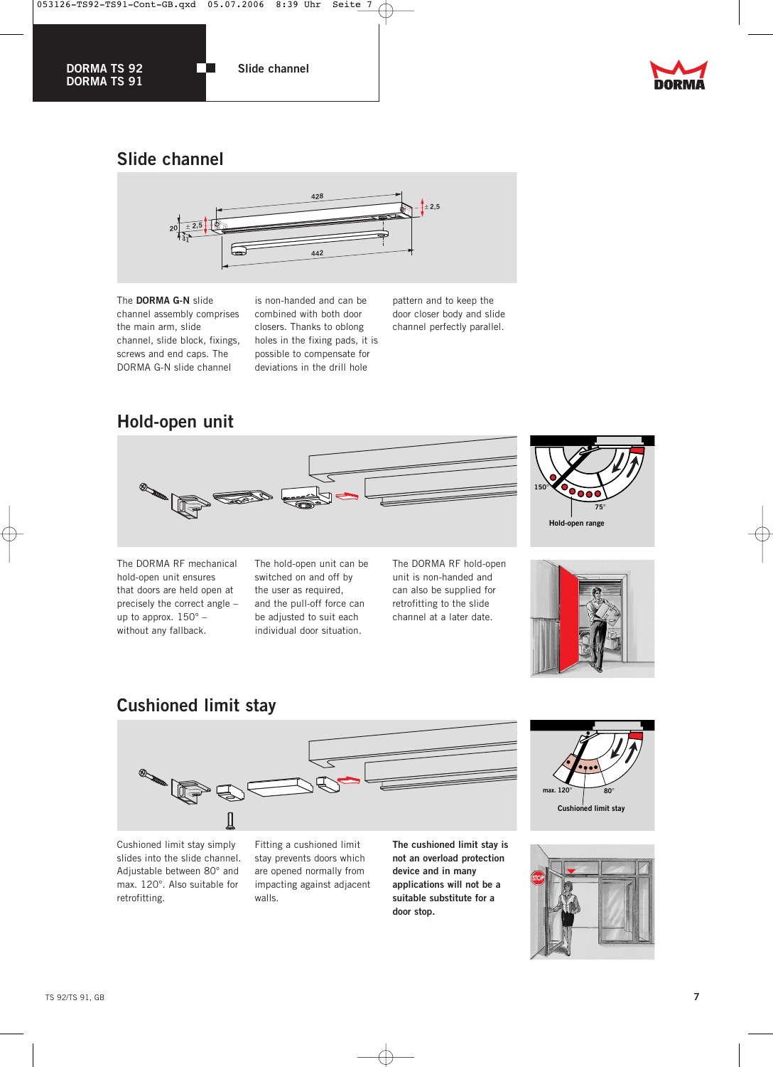## Slide channel

The **DORMA G-N** slide channel assembly comprises the main arm, slide channel, slide block, fixings, screws and end caps. The DORMA G-N slide channel is non-handed and can be combined with both door closers. Thanks to oblong holes in the fixing pads, it is possible to compensate for deviations in the drill hole pattern and to keep the door closer body and slide channel perfectly parallel.

## Hold-open unit

Hold-open range

The DORMA RF mechanical hold-open unit ensures that doors are held open at precisely the correct angle – up to approx. 150° – without any fallback.

The hold-open unit can be switched on and off by the user as required, and the pull-off force can be adjusted to suit each individual door situation.

The DORMA RF hold-open unit is non-handed and can also be supplied for retrofitting to the slide channel at a later date.

## Cushioned limit stay

Cushioned limit stay

Cushioned limit stay simply slides into the slide channel. Adjustable between 80° and max. 120°. Also suitable for retrofitting.

Fitting a cushioned limit stay prevents doors which are opened normally from impacting against adjacent walls.

**The cushioned limit stay is not an overload protection device and in many applications will not be a suitable substitute for a door stop.**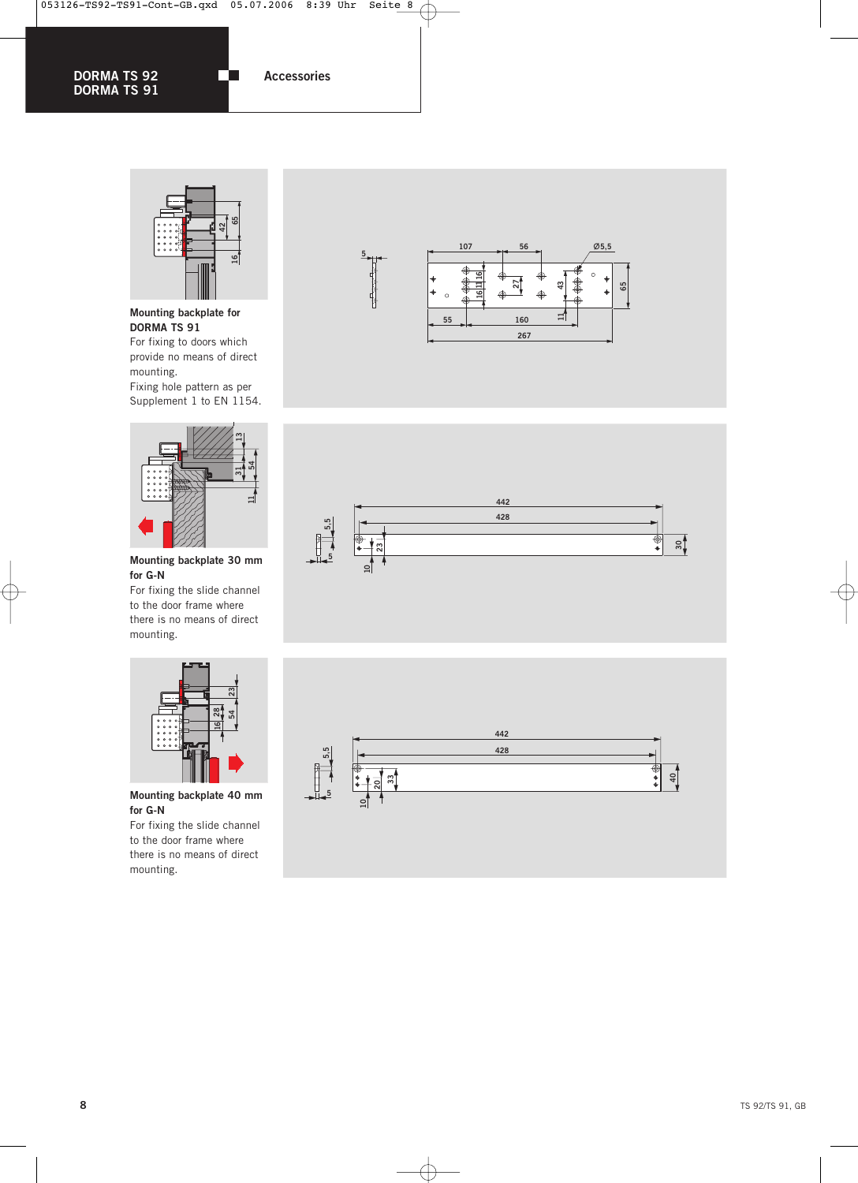## Accessories

**Mounting backplate for DORMA TS 91**
For fixing to doors which provide no means of direct mounting.
Fixing hole pattern as per Supplement 1 to EN 1154.

**Mounting backplate 30 mm for G-N**
For fixing the slide channel to the door frame where there is no means of direct mounting.

**Mounting backplate 40 mm for G-N**
For fixing the slide channel to the door frame where there is no means of direct mounting.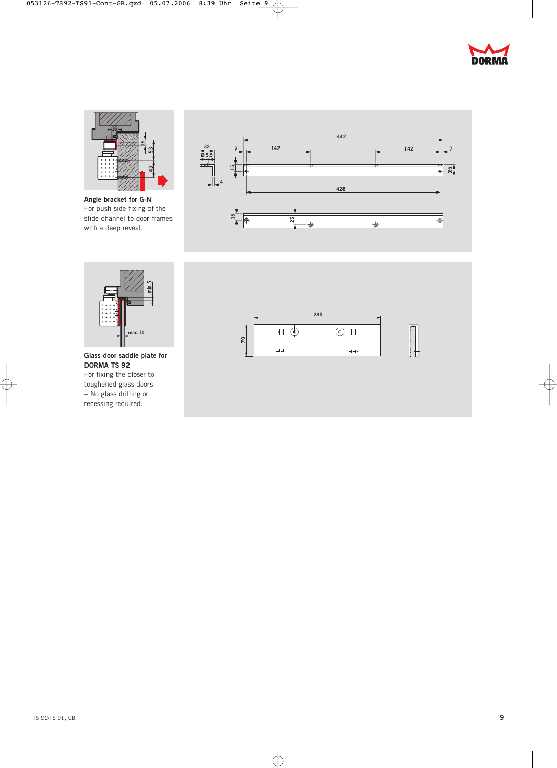**Angle bracket for G-N**
For push-side fixing of the slide channel to door frames with a deep reveal.

**Glass door saddle plate for DORMA TS 92**
For fixing the closer to toughened glass doors
– No glass drilling or recessing required.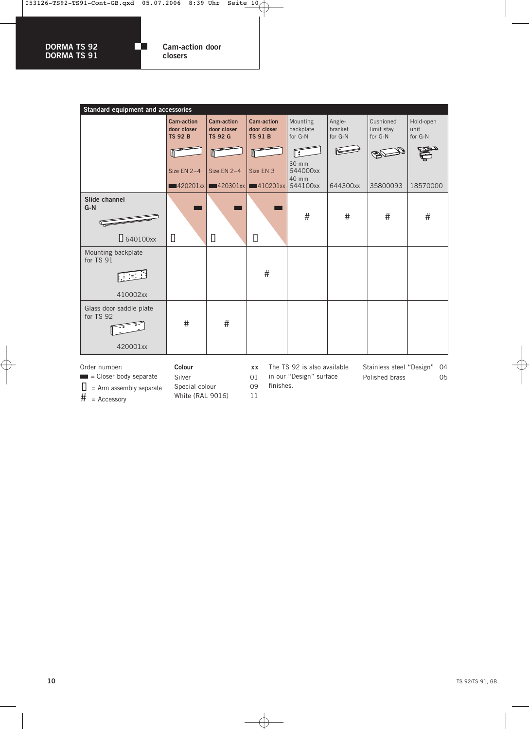**DORMA TS 92**
**DORMA TS 91**

**Cam-action door closers**

**Standard equipment and accessories**

| | **Cam-action door closer TS 92 B** Size EN 2–4 ▬420201xx | **Cam-action door closer TS 92 G** Size EN 2–4 ▬420301xx | **Cam-action door closer TS 91 B** Size EN 3 ▬410201xx | Mounting backplate for G-N 30 mm 644000xx 40 mm 644100xx | Angle-bracket for G-N 644300xx | Cushioned limit stay for G-N 35800093 | Hold-open unit for G-N 18570000 |
|---|---|---|---|---|---|---|---|
| **Slide channel G-N** ▯640100xx | ▬ ▯ | ▬ ▯ | ▬ ▯ | # | # | # | # |
| Mounting backplate for TS 91 410002xx | | | # | | | | |
| Glass door saddle plate for TS 92 420001xx | # | # | | | | | |

Order number:
▬ = Closer body separate
▯ = Arm assembly separate
\# = Accessory

| **Colour** | **xx** |
|---|---|
| Silver | 01 |
| Special colour | 09 |
| White (RAL 9016) | 11 |

The TS 92 is also available in our “Design” surface finishes.

| | |
|---|---|
| Stainless steel “Design” | 04 |
| Polished brass | 05 |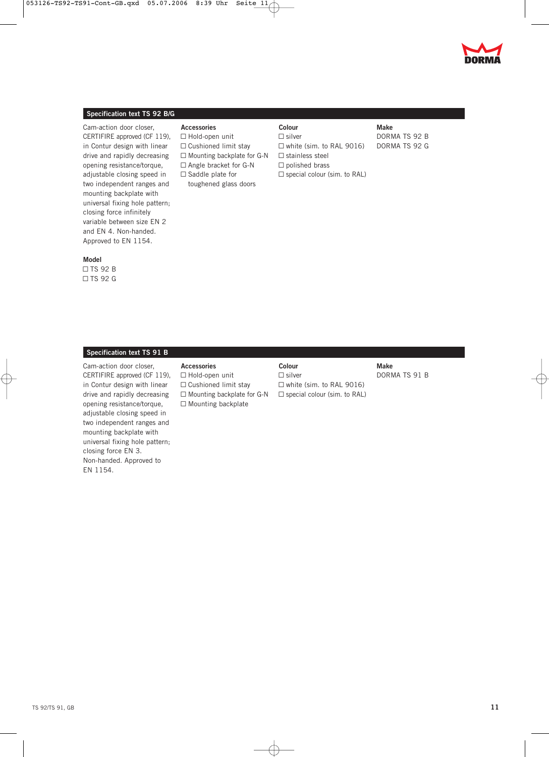## Specification text TS 92 B/G

Cam-action door closer, CERTIFIRE approved (CF 119), in Contur design with linear drive and rapidly decreasing opening resistance/torque, adjustable closing speed in two independent ranges and mounting backplate with universal fixing hole pattern; closing force infinitely variable between size EN 2 and EN 4. Non-handed. Approved to EN 1154.

**Model**
☐ TS 92 B
☐ TS 92 G

**Accessories**
☐ Hold-open unit
☐ Cushioned limit stay
☐ Mounting backplate for G-N
☐ Angle bracket for G-N
☐ Saddle plate for toughened glass doors

**Colour**
☐ silver
☐ white (sim. to RAL 9016)
☐ stainless steel
☐ polished brass
☐ special colour (sim. to RAL)

**Make**
DORMA TS 92 B
DORMA TS 92 G

## Specification text TS 91 B

Cam-action door closer, CERTIFIRE approved (CF 119), in Contur design with linear drive and rapidly decreasing opening resistance/torque, adjustable closing speed in two independent ranges and mounting backplate with universal fixing hole pattern; closing force EN 3. Non-handed. Approved to EN 1154.

**Accessories**
☐ Hold-open unit
☐ Cushioned limit stay
☐ Mounting backplate for G-N
☐ Mounting backplate

**Colour**
☐ silver
☐ white (sim. to RAL 9016)
☐ special colour (sim. to RAL)

**Make**
DORMA TS 91 B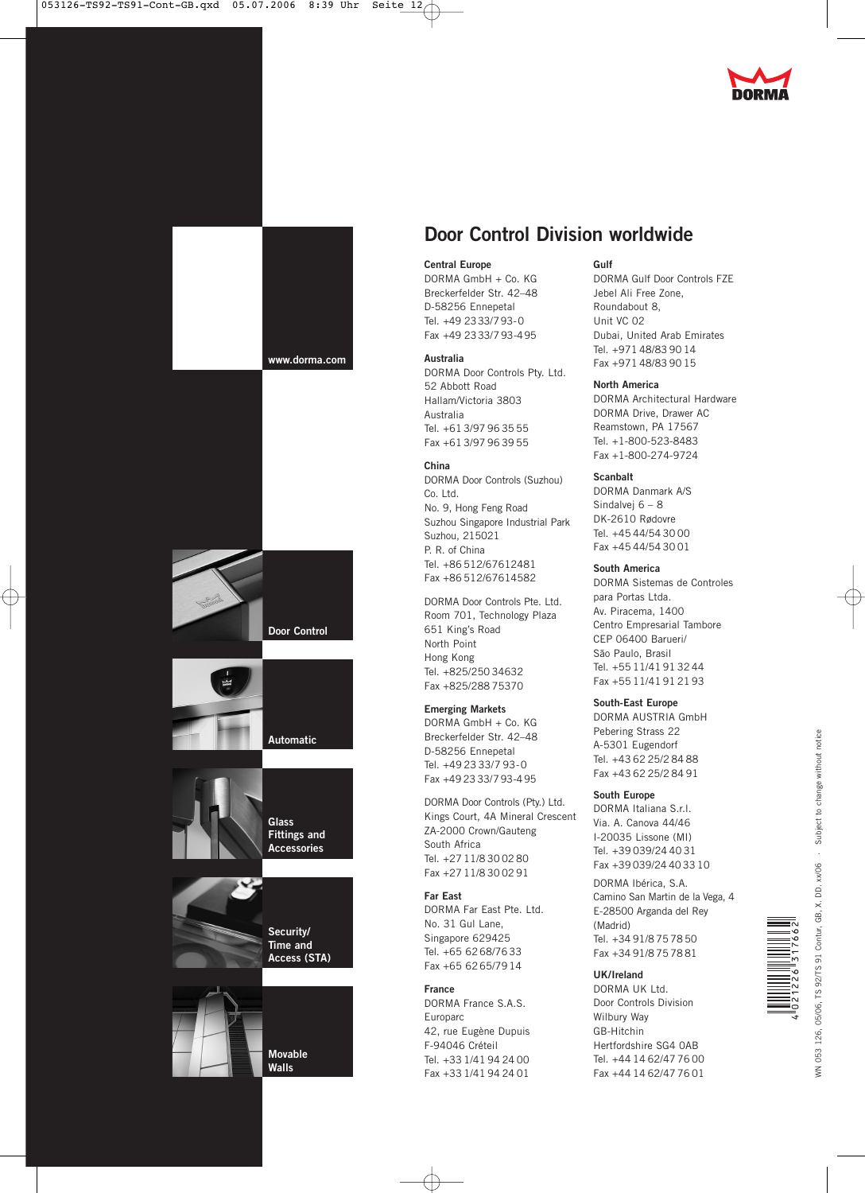DORMA

www.dorma.com

Door Control

Automatic

Glass Fittings and Accessories

Security/ Time and Access (STA)

Movable Walls

# Door Control Division worldwide

**Central Europe**
DORMA GmbH + Co. KG
Breckerfelder Str. 42–48
D-58256 Ennepetal
Tel. +49 23 33/7 93-0
Fax +49 23 33/7 93-4 95

**Australia**
DORMA Door Controls Pty. Ltd.
52 Abbott Road
Hallam/Victoria 3803
Australia
Tel. +61 3/97 96 35 55
Fax +61 3/97 96 39 55

**China**
DORMA Door Controls (Suzhou) Co. Ltd.
No. 9, Hong Feng Road
Suzhou Singapore Industrial Park
Suzhou, 215021
P. R. of China
Tel. +86 512/67612481
Fax +86 512/67614582

DORMA Door Controls Pte. Ltd.
Room 701, Technology Plaza
651 King's Road
North Point
Hong Kong
Tel. +825/250 34632
Fax +825/288 75370

**Emerging Markets**
DORMA GmbH + Co. KG
Breckerfelder Str. 42–48
D-58256 Ennepetal
Tel. +49 23 33/7 93-0
Fax +49 23 33/7 93-4 95

DORMA Door Controls (Pty.) Ltd.
Kings Court, 4A Mineral Crescent
ZA-2000 Crown/Gauteng
South Africa
Tel. +27 11/8 30 02 80
Fax +27 11/8 30 02 91

**Far East**
DORMA Far East Pte. Ltd.
No. 31 Gul Lane,
Singapore 629425
Tel. +65 62 68/76 33
Fax +65 62 65/79 14

**France**
DORMA France S.A.S.
Europarc
42, rue Eugène Dupuis
F-94046 Créteil
Tel. +33 1/41 94 24 00
Fax +33 1/41 94 24 01

**Gulf**
DORMA Gulf Door Controls FZE
Jebel Ali Free Zone,
Roundabout 8,
Unit VC 02
Dubai, United Arab Emirates
Tel. +971 48/83 90 14
Fax +971 48/83 90 15

**North America**
DORMA Architectural Hardware
DORMA Drive, Drawer AC
Reamstown, PA 17567
Tel. +1-800-523-8483
Fax +1-800-274-9724

**Scanbalt**
DORMA Danmark A/S
Sindalvej 6 – 8
DK-2610 Rødovre
Tel. +45 44/54 30 00
Fax +45 44/54 30 01

**South America**
DORMA Sistemas de Controles para Portas Ltda.
Av. Piracema, 1400
Centro Empresarial Tambore
CEP 06400 Barueri/
São Paulo, Brasil
Tel. +55 11/41 91 32 44
Fax +55 11/41 91 21 93

**South-East Europe**
DORMA AUSTRIA GmbH
Pebering Strass 22
A-5301 Eugendorf
Tel. +43 62 25/2 84 88
Fax +43 62 25/2 84 91

**South Europe**
DORMA Italiana S.r.l.
Via. A. Canova 44/46
I-20035 Lissone (MI)
Tel. +39 039/24 40 31
Fax +39 039/24 40 33 10

DORMA Ibérica, S.A.
Camino San Martin de la Vega, 4
E-28500 Arganda del Rey
(Madrid)
Tel. +34 91/8 75 78 50
Fax +34 91/8 75 78 81

**UK/Ireland**
DORMA UK Ltd.
Door Controls Division
Wilbury Way
GB-Hitchin
Hertfordshire SG4 0AB
Tel. +44 14 62/47 76 00
Fax +44 14 62/47 76 01

WN 053 126, 05/06, TS 92/TS 91 Contur, GB, X, DD, xx/06 · Subject to change without notice

4 021226 317662